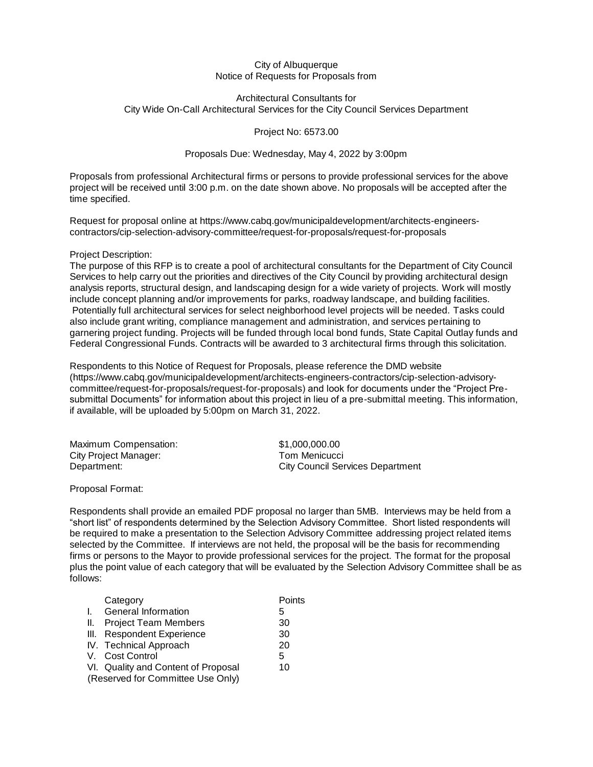City of Albuquerque
Notice of Requests for Proposals from

Architectural Consultants for
City Wide On-Call Architectural Services for the City Council Services Department

Project No: 6573.00

Proposals Due: Wednesday, May 4, 2022 by 3:00pm

Proposals from professional Architectural firms or persons to provide professional services for the above project will be received until 3:00 p.m. on the date shown above. No proposals will be accepted after the time specified.

Request for proposal online at https://www.cabq.gov/municipaldevelopment/architects-engineers-contractors/cip-selection-advisory-committee/request-for-proposals/request-for-proposals

Project Description:
The purpose of this RFP is to create a pool of architectural consultants for the Department of City Council Services to help carry out the priorities and directives of the City Council by providing architectural design analysis reports, structural design, and landscaping design for a wide variety of projects. Work will mostly include concept planning and/or improvements for parks, roadway landscape, and building facilities. Potentially full architectural services for select neighborhood level projects will be needed. Tasks could also include grant writing, compliance management and administration, and services pertaining to garnering project funding. Projects will be funded through local bond funds, State Capital Outlay funds and Federal Congressional Funds. Contracts will be awarded to 3 architectural firms through this solicitation.

Respondents to this Notice of Request for Proposals, please reference the DMD website (https://www.cabq.gov/municipaldevelopment/architects-engineers-contractors/cip-selection-advisory-committee/request-for-proposals/request-for-proposals) and look for documents under the "Project Pre-submittal Documents" for information about this project in lieu of a pre-submittal meeting. This information, if available, will be uploaded by 5:00pm on March 31, 2022.

Maximum Compensation: $1,000,000.00
City Project Manager: Tom Menicucci
Department: City Council Services Department

Proposal Format:

Respondents shall provide an emailed PDF proposal no larger than 5MB. Interviews may be held from a "short list" of respondents determined by the Selection Advisory Committee. Short listed respondents will be required to make a presentation to the Selection Advisory Committee addressing project related items selected by the Committee. If interviews are not held, the proposal will be the basis for recommending firms or persons to the Mayor to provide professional services for the project. The format for the proposal plus the point value of each category that will be evaluated by the Selection Advisory Committee shall be as follows:

| Category | Points |
|---|---|
| I. General Information | 5 |
| II. Project Team Members | 30 |
| III. Respondent Experience | 30 |
| IV. Technical Approach | 20 |
| V. Cost Control | 5 |
| VI. Quality and Content of Proposal (Reserved for Committee Use Only) | 10 |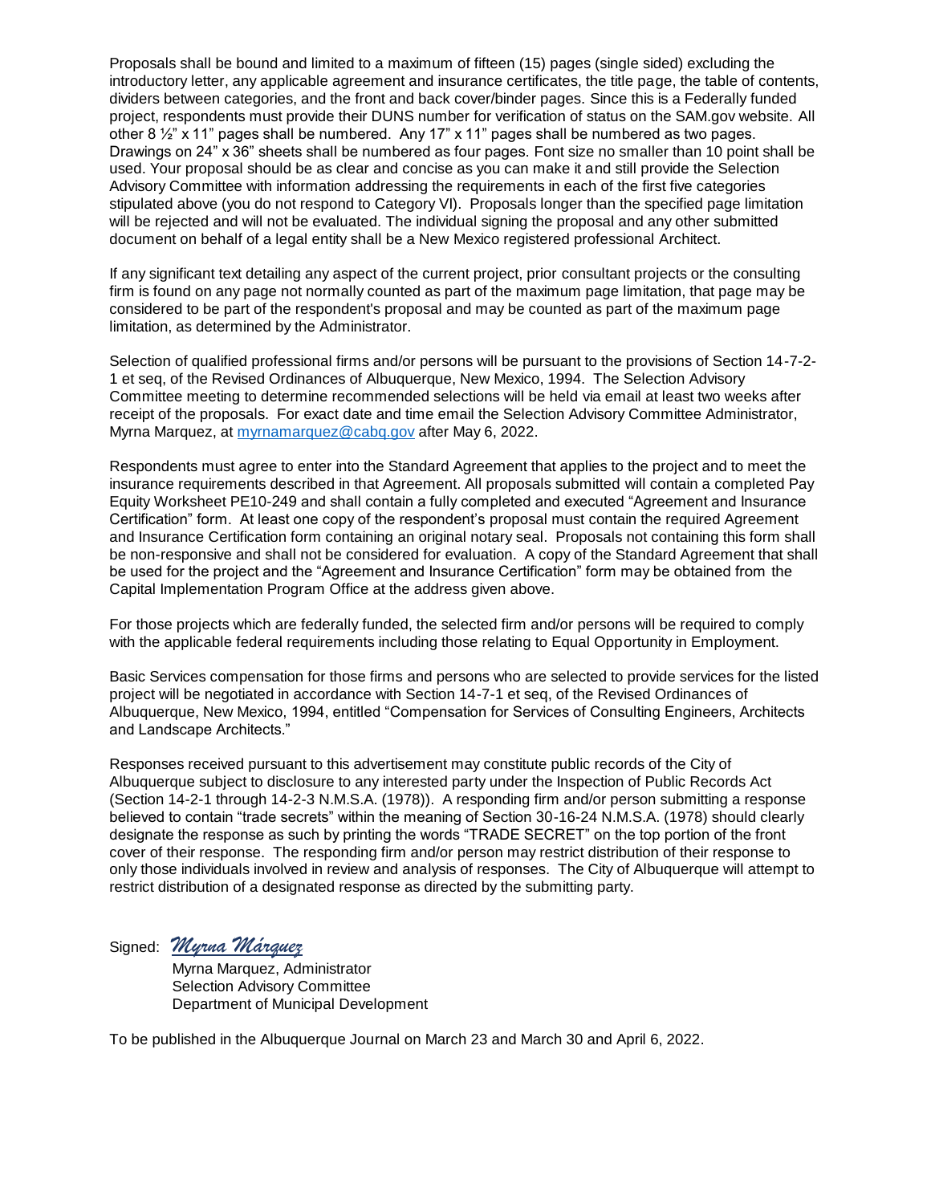Proposals shall be bound and limited to a maximum of fifteen (15) pages (single sided) excluding the introductory letter, any applicable agreement and insurance certificates, the title page, the table of contents, dividers between categories, and the front and back cover/binder pages. Since this is a Federally funded project, respondents must provide their DUNS number for verification of status on the SAM.gov website. All other 8 ½" x 11" pages shall be numbered. Any 17" x 11" pages shall be numbered as two pages. Drawings on 24" x 36" sheets shall be numbered as four pages. Font size no smaller than 10 point shall be used. Your proposal should be as clear and concise as you can make it and still provide the Selection Advisory Committee with information addressing the requirements in each of the first five categories stipulated above (you do not respond to Category VI). Proposals longer than the specified page limitation will be rejected and will not be evaluated. The individual signing the proposal and any other submitted document on behalf of a legal entity shall be a New Mexico registered professional Architect.

If any significant text detailing any aspect of the current project, prior consultant projects or the consulting firm is found on any page not normally counted as part of the maximum page limitation, that page may be considered to be part of the respondent's proposal and may be counted as part of the maximum page limitation, as determined by the Administrator.

Selection of qualified professional firms and/or persons will be pursuant to the provisions of Section 14-7-2-1 et seq, of the Revised Ordinances of Albuquerque, New Mexico, 1994. The Selection Advisory Committee meeting to determine recommended selections will be held via email at least two weeks after receipt of the proposals. For exact date and time email the Selection Advisory Committee Administrator, Myrna Marquez, at myrnamarquez@cabq.gov after May 6, 2022.

Respondents must agree to enter into the Standard Agreement that applies to the project and to meet the insurance requirements described in that Agreement. All proposals submitted will contain a completed Pay Equity Worksheet PE10-249 and shall contain a fully completed and executed "Agreement and Insurance Certification" form. At least one copy of the respondent's proposal must contain the required Agreement and Insurance Certification form containing an original notary seal. Proposals not containing this form shall be non-responsive and shall not be considered for evaluation. A copy of the Standard Agreement that shall be used for the project and the "Agreement and Insurance Certification" form may be obtained from the Capital Implementation Program Office at the address given above.

For those projects which are federally funded, the selected firm and/or persons will be required to comply with the applicable federal requirements including those relating to Equal Opportunity in Employment.

Basic Services compensation for those firms and persons who are selected to provide services for the listed project will be negotiated in accordance with Section 14-7-1 et seq, of the Revised Ordinances of Albuquerque, New Mexico, 1994, entitled "Compensation for Services of Consulting Engineers, Architects and Landscape Architects."

Responses received pursuant to this advertisement may constitute public records of the City of Albuquerque subject to disclosure to any interested party under the Inspection of Public Records Act (Section 14-2-1 through 14-2-3 N.M.S.A. (1978)). A responding firm and/or person submitting a response believed to contain "trade secrets" within the meaning of Section 30-16-24 N.M.S.A. (1978) should clearly designate the response as such by printing the words "TRADE SECRET" on the top portion of the front cover of their response. The responding firm and/or person may restrict distribution of their response to only those individuals involved in review and analysis of responses. The City of Albuquerque will attempt to restrict distribution of a designated response as directed by the submitting party.

Signed: *Myrna Márquez*

Myrna Marquez, Administrator
Selection Advisory Committee
Department of Municipal Development

To be published in the Albuquerque Journal on March 23 and March 30 and April 6, 2022.